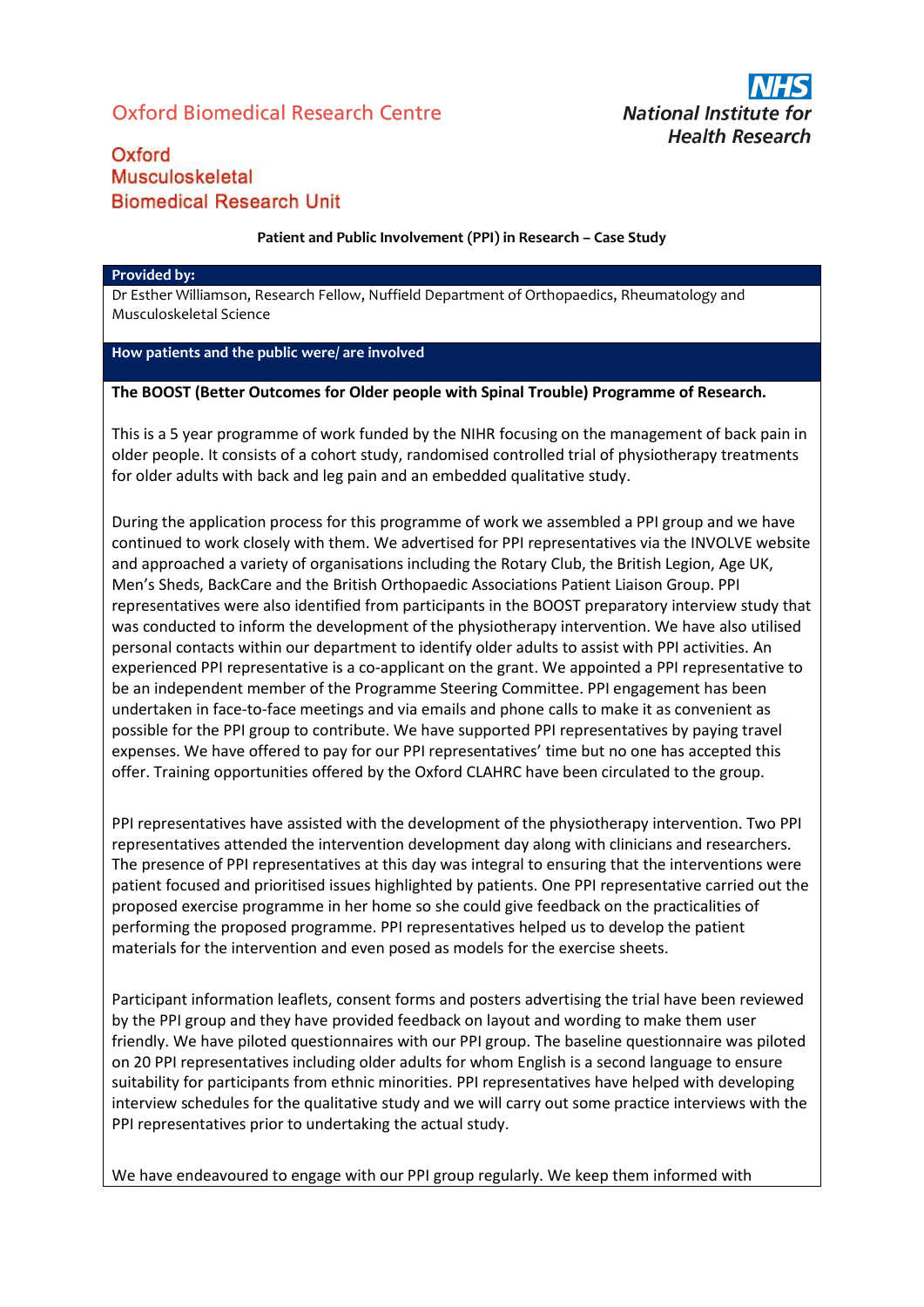Oxford Biomedical Research Centre

Oxford Musculoskeletal Biomedical Research Unit

NHS National Institute for Health Research

**Patient and Public Involvement (PPI) in Research – Case Study**

**Provided by:**

Dr Esther Williamson, Research Fellow, Nuffield Department of Orthopaedics, Rheumatology and Musculoskeletal Science

**How patients and the public were/ are involved**

**The BOOST (Better Outcomes for Older people with Spinal Trouble) Programme of Research.**

This is a 5 year programme of work funded by the NIHR focusing on the management of back pain in older people. It consists of a cohort study, randomised controlled trial of physiotherapy treatments for older adults with back and leg pain and an embedded qualitative study.

During the application process for this programme of work we assembled a PPI group and we have continued to work closely with them. We advertised for PPI representatives via the INVOLVE website and approached a variety of organisations including the Rotary Club, the British Legion, Age UK, Men's Sheds, BackCare and the British Orthopaedic Associations Patient Liaison Group. PPI representatives were also identified from participants in the BOOST preparatory interview study that was conducted to inform the development of the physiotherapy intervention. We have also utilised personal contacts within our department to identify older adults to assist with PPI activities. An experienced PPI representative is a co-applicant on the grant. We appointed a PPI representative to be an independent member of the Programme Steering Committee. PPI engagement has been undertaken in face-to-face meetings and via emails and phone calls to make it as convenient as possible for the PPI group to contribute. We have supported PPI representatives by paying travel expenses. We have offered to pay for our PPI representatives' time but no one has accepted this offer. Training opportunities offered by the Oxford CLAHRC have been circulated to the group.

PPI representatives have assisted with the development of the physiotherapy intervention. Two PPI representatives attended the intervention development day along with clinicians and researchers. The presence of PPI representatives at this day was integral to ensuring that the interventions were patient focused and prioritised issues highlighted by patients. One PPI representative carried out the proposed exercise programme in her home so she could give feedback on the practicalities of performing the proposed programme. PPI representatives helped us to develop the patient materials for the intervention and even posed as models for the exercise sheets.

Participant information leaflets, consent forms and posters advertising the trial have been reviewed by the PPI group and they have provided feedback on layout and wording to make them user friendly. We have piloted questionnaires with our PPI group. The baseline questionnaire was piloted on 20 PPI representatives including older adults for whom English is a second language to ensure suitability for participants from ethnic minorities. PPI representatives have helped with developing interview schedules for the qualitative study and we will carry out some practice interviews with the PPI representatives prior to undertaking the actual study.

We have endeavoured to engage with our PPI group regularly. We keep them informed with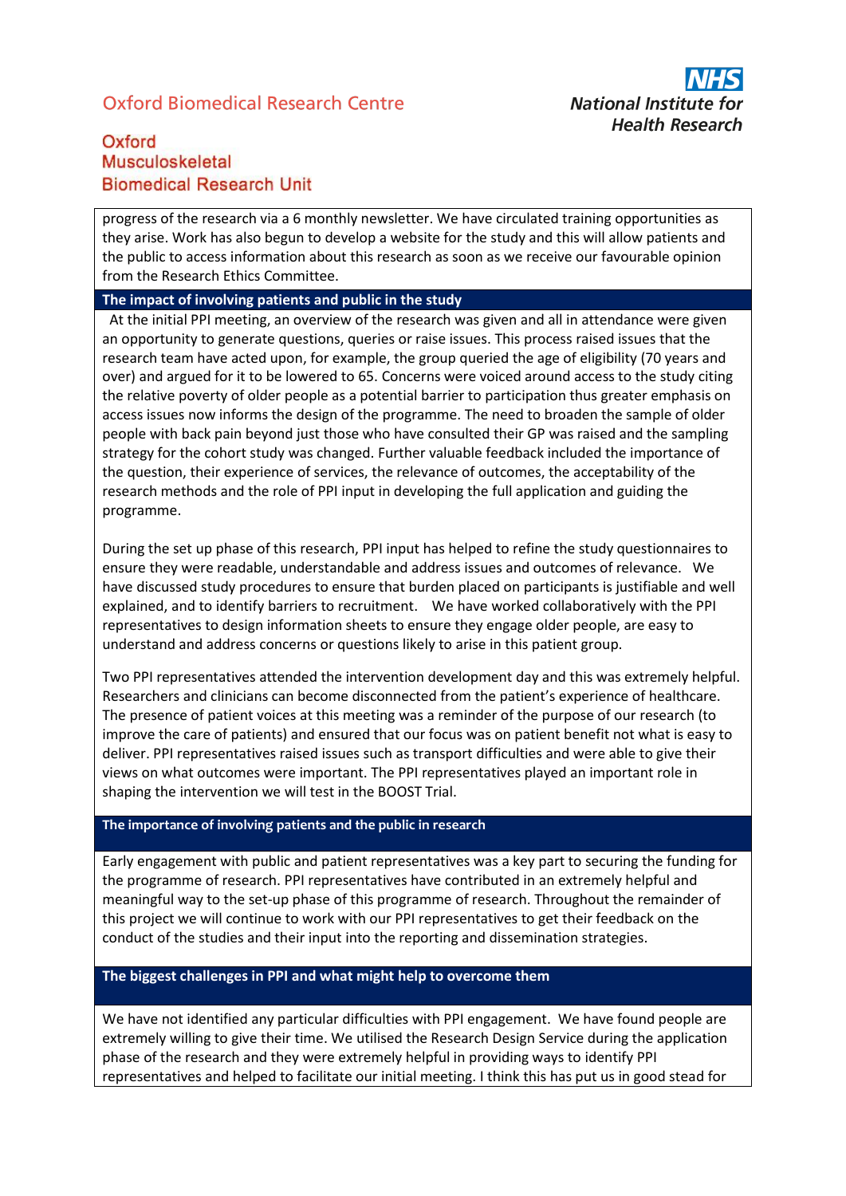progress of the research via a 6 monthly newsletter. We have circulated training opportunities as they arise. Work has also begun to develop a website for the study and this will allow patients and the public to access information about this research as soon as we receive our favourable opinion from the Research Ethics Committee.

## The impact of involving patients and public in the study

At the initial PPI meeting, an overview of the research was given and all in attendance were given an opportunity to generate questions, queries or raise issues. This process raised issues that the research team have acted upon, for example, the group queried the age of eligibility (70 years and over) and argued for it to be lowered to 65. Concerns were voiced around access to the study citing the relative poverty of older people as a potential barrier to participation thus greater emphasis on access issues now informs the design of the programme. The need to broaden the sample of older people with back pain beyond just those who have consulted their GP was raised and the sampling strategy for the cohort study was changed. Further valuable feedback included the importance of the question, their experience of services, the relevance of outcomes, the acceptability of the research methods and the role of PPI input in developing the full application and guiding the programme.

During the set up phase of this research, PPI input has helped to refine the study questionnaires to ensure they were readable, understandable and address issues and outcomes of relevance. We have discussed study procedures to ensure that burden placed on participants is justifiable and well explained, and to identify barriers to recruitment. We have worked collaboratively with the PPI representatives to design information sheets to ensure they engage older people, are easy to understand and address concerns or questions likely to arise in this patient group.

Two PPI representatives attended the intervention development day and this was extremely helpful. Researchers and clinicians can become disconnected from the patient's experience of healthcare. The presence of patient voices at this meeting was a reminder of the purpose of our research (to improve the care of patients) and ensured that our focus was on patient benefit not what is easy to deliver. PPI representatives raised issues such as transport difficulties and were able to give their views on what outcomes were important. The PPI representatives played an important role in shaping the intervention we will test in the BOOST Trial.

## The importance of involving patients and the public in research

Early engagement with public and patient representatives was a key part to securing the funding for the programme of research. PPI representatives have contributed in an extremely helpful and meaningful way to the set-up phase of this programme of research. Throughout the remainder of this project we will continue to work with our PPI representatives to get their feedback on the conduct of the studies and their input into the reporting and dissemination strategies.

## The biggest challenges in PPI and what might help to overcome them

We have not identified any particular difficulties with PPI engagement. We have found people are extremely willing to give their time. We utilised the Research Design Service during the application phase of the research and they were extremely helpful in providing ways to identify PPI representatives and helped to facilitate our initial meeting. I think this has put us in good stead for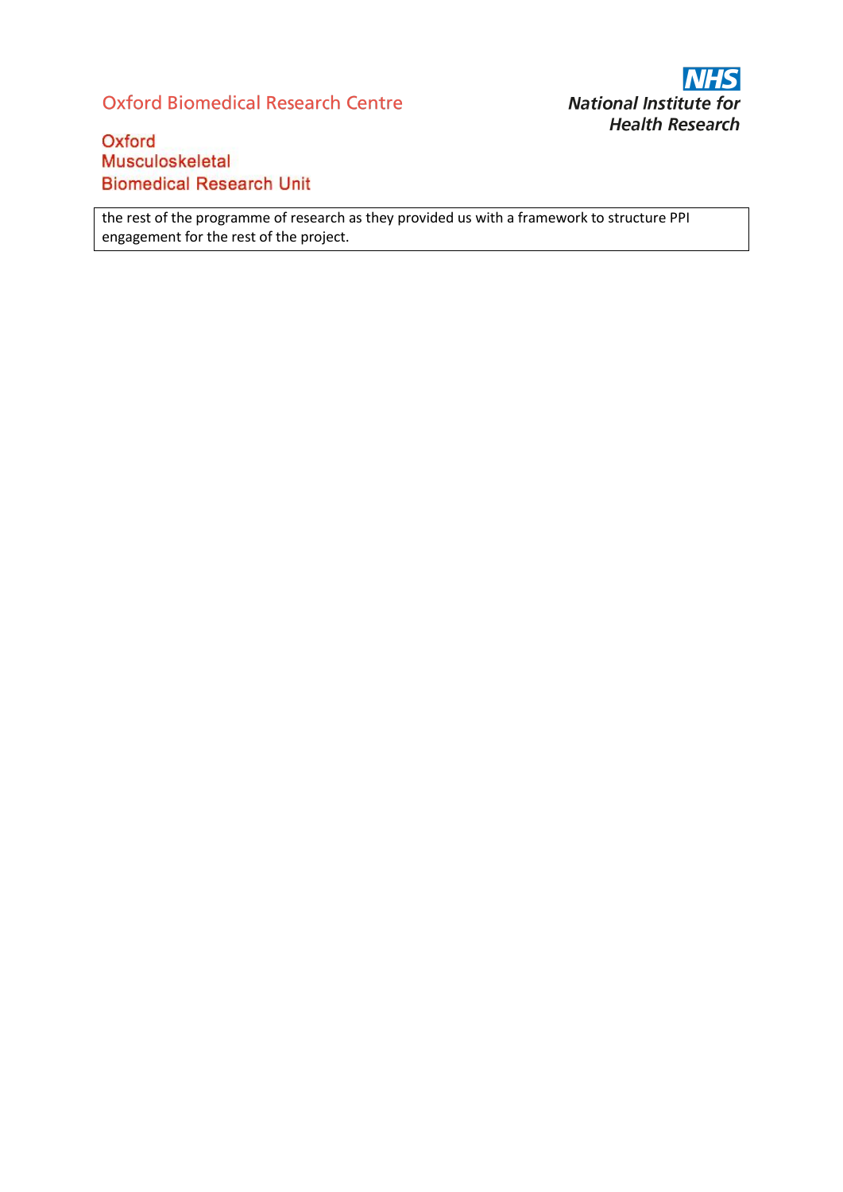the rest of the programme of research as they provided us with a framework to structure PPI engagement for the rest of the project.